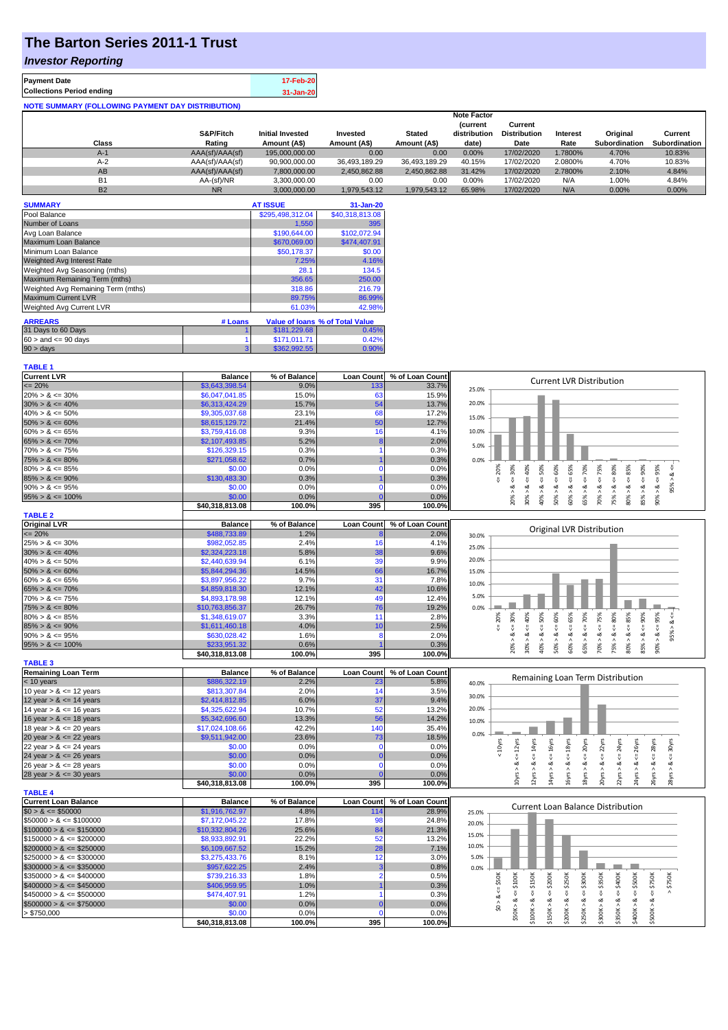# The Barton Series 2011-1 Trust

## *Investor Reporting*

| Payment Date | 17-Feb-20 |
|---|---|
| Collections Period ending | 31-Jan-20 |

**NOTE SUMMARY (FOLLOWING PAYMENT DAY DISTRIBUTION)**

| Class | S&P/Fitch Rating | Initial Invested Amount (A$) | Invested Amount (A$) | Stated Amount (A$) | Note Factor (current distribution date) | Current Distribution Date | Interest Rate | Original Subordination | Current Subordination |
|---|---|---|---|---|---|---|---|---|---|
| A-1 | AAA(sf)/AAA(sf) | 195,000,000.00 | 0.00 | 0.00 | 0.00% | 17/02/2020 | 1.7800% | 4.70% | 10.83% |
| A-2 | AAA(sf)/AAA(sf) | 90,900,000.00 | 36,493,189.29 | 36,493,189.29 | 40.15% | 17/02/2020 | 2.0800% | 4.70% | 10.83% |
| AB | AAA(sf)/AAA(sf) | 7,800,000.00 | 2,450,862.88 | 2,450,862.88 | 31.42% | 17/02/2020 | 2.7800% | 2.10% | 4.84% |
| B1 | AA-(sf)/NR | 3,300,000.00 | 0.00 | 0.00 | 0.00% | 17/02/2020 | N/A | 1.00% | 4.84% |
| B2 | NR | 3,000,000.00 | 1,979,543.12 | 1,979,543.12 | 65.98% | 17/02/2020 | N/A | 0.00% | 0.00% |

| SUMMARY | AT ISSUE | 31-Jan-20 |
|---|---|---|
| Pool Balance | $295,498,312.04 | $40,318,813.08 |
| Number of Loans | 1,550 | 395 |
| Avg Loan Balance | $190,644.00 | $102,072.94 |
| Maximum Loan Balance | $670,069.00 | $474,407.91 |
| Minimum Loan Balance | $50,178.37 | $0.00 |
| Weighted Avg Interest Rate | 7.25% | 4.16% |
| Weighted Avg Seasoning (mths) | 28.1 | 134.5 |
| Maximum Remaining Term (mths) | 356.65 | 250.00 |
| Weighted Avg Remaining Term (mths) | 318.86 | 216.79 |
| Maximum Current LVR | 89.75% | 86.99% |
| Weighted Avg Current LVR | 61.03% | 42.98% |

| ARREARS | # Loans | Value of loans | % of Total Value |
|---|---|---|---|
| 31 Days to 60 Days | 1 | $181,229.68 | 0.45% |
| $60 >$ and $<= 90$ days | 1 | $171,011.71 | 0.42% |
| $90 >$ days | 3 | $362,992.55 | 0.90% |

**TABLE 1**

| Current LVR | Balance | % of Balance | Loan Count | % of Loan Count |
|---|---|---|---|---|
| <= 20% | $3,643,398.54 | 9.0% | 133 | 33.7% |
| 20% > & <= 30% | $6,047,041.85 | 15.0% | 63 | 15.9% |
| 30% > & <= 40% | $6,313,424.29 | 15.7% | 54 | 13.7% |
| 40% > & <= 50% | $9,305,037.68 | 23.1% | 68 | 17.2% |
| 50% > & <= 60% | $8,615,129.72 | 21.4% | 50 | 12.7% |
| 60% > & <= 65% | $3,759,416.08 | 9.3% | 16 | 4.1% |
| 65% > & <= 70% | $2,107,493.85 | 5.2% | 8 | 2.0% |
| 70% > & <= 75% | $126,329.15 | 0.3% | 1 | 0.3% |
| 75% > & <= 80% | $271,058.62 | 0.7% | 1 | 0.3% |
| 80% > & <= 85% | $0.00 | 0.0% | 0 | 0.0% |
| 85% > & <= 90% | $130,483.30 | 0.3% | 1 | 0.3% |
| 90% > & <= 95% | $0.00 | 0.0% | 0 | 0.0% |
| 95% > & <= 100% | $0.00 | 0.0% | 0 | 0.0% |
| | $40,318,813.08 | 100.0% | 395 | 100.0% |

**TABLE 2**

| Original LVR | Balance | % of Balance | Loan Count | % of Loan Count |
|---|---|---|---|---|
| <= 20% | $488,733.89 | 1.2% | 8 | 2.0% |
| 25% > & <= 30% | $982,052.85 | 2.4% | 16 | 4.1% |
| 30% > & <= 40% | $2,324,223.18 | 5.8% | 38 | 9.6% |
| 40% > & <= 50% | $2,440,639.94 | 6.1% | 39 | 9.9% |
| 50% > & <= 60% | $5,844,294.36 | 14.5% | 66 | 16.7% |
| 60% > & <= 65% | $3,897,956.22 | 9.7% | 31 | 7.8% |
| 65% > & <= 70% | $4,859,818.30 | 12.1% | 42 | 10.6% |
| 70% > & <= 75% | $4,893,178.98 | 12.1% | 49 | 12.4% |
| 75% > & <= 80% | $10,763,856.37 | 26.7% | 76 | 19.2% |
| 80% > & <= 85% | $1,348,619.07 | 3.3% | 11 | 2.8% |
| 85% > & <= 90% | $1,611,460.18 | 4.0% | 10 | 2.5% |
| 90% > & <= 95% | $630,028.42 | 1.6% | 8 | 2.0% |
| 95% > & <= 100% | $233,951.32 | 0.6% | 1 | 0.3% |
| | $40,318,813.08 | 100.0% | 395 | 100.0% |

**TABLE 3**

| Remaining Loan Term | Balance | % of Balance | Loan Count | % of Loan Count |
|---|---|---|---|---|
| < 10 years | $886,322.19 | 2.2% | 23 | 5.8% |
| 10 year > & <= 12 years | $813,307.84 | 2.0% | 14 | 3.5% |
| 12 year > & <= 14 years | $2,414,812.85 | 6.0% | 37 | 9.4% |
| 14 year > & <= 16 years | $4,325,622.94 | 10.7% | 52 | 13.2% |
| 16 year > & <= 18 years | $5,342,696.60 | 13.3% | 56 | 14.2% |
| 18 year > & <= 20 years | $17,024,108.66 | 42.2% | 140 | 35.4% |
| 20 year > & <= 22 years | $9,511,942.00 | 23.6% | 73 | 18.5% |
| 22 year > & <= 24 years | $0.00 | 0.0% | 0 | 0.0% |
| 24 year > & <= 26 years | $0.00 | 0.0% | 0 | 0.0% |
| 26 year > & <= 28 years | $0.00 | 0.0% | 0 | 0.0% |
| 28 year > & <= 30 years | $0.00 | 0.0% | 0 | 0.0% |
| | $40,318,813.08 | 100.0% | 395 | 100.0% |

**TABLE 4**

| Current Loan Balance | Balance | % of Balance | Loan Count | % of Loan Count |
|---|---|---|---|---|
| $0 > & <= $50000 | $1,916,762.97 | 4.8% | 114 | 28.9% |
| $50000 > & <= $100000 | $7,172,045.22 | 17.8% | 98 | 24.8% |
| $100000 > & <= $150000 | $10,332,804.26 | 25.6% | 84 | 21.3% |
| $150000 > & <= $200000 | $8,933,892.91 | 22.2% | 52 | 13.2% |
| $200000 > & <= $250000 | $6,109,667.52 | 15.2% | 28 | 7.1% |
| $250000 > & <= $300000 | $3,275,433.76 | 8.1% | 12 | 3.0% |
| $300000 > & <= $350000 | $957,622.25 | 2.4% | 3 | 0.8% |
| $350000 > & <= $400000 | $739,216.33 | 1.8% | 2 | 0.5% |
| $400000 > & <= $450000 | $406,959.95 | 1.0% | 1 | 0.3% |
| $450000 > & <= $500000 | $474,407.91 | 1.2% | 1 | 0.3% |
| $500000 > & <= $750000 | $0.00 | 0.0% | 0 | 0.0% |
| > $750,000 | $0.00 | 0.0% | 0 | 0.0% |
| | $40,318,813.08 | 100.0% | 395 | 100.0% |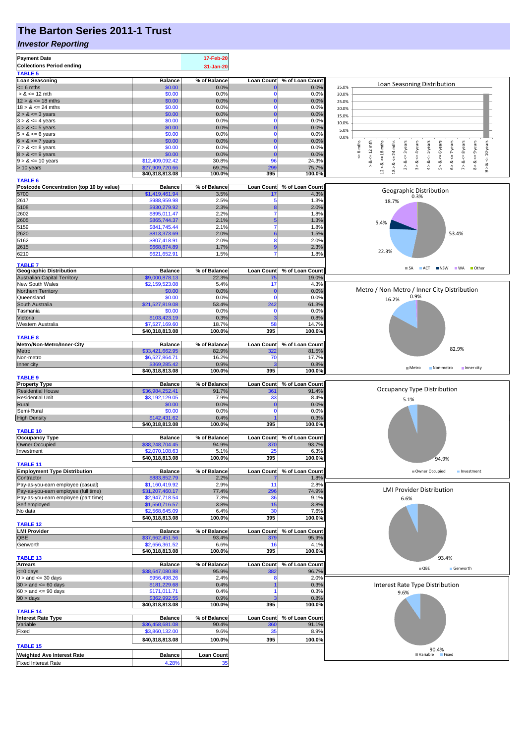# The Barton Series 2011-1 Trust

## *Investor Reporting*

| | |
|---|---|
| **Payment Date** | 17-Feb-20 |
| **Collections Period ending** | 31-Jan-20 |

**TABLE 5**

| Loan Seasoning | Balance | % of Balance | Loan Count | % of Loan Count |
|---|---|---|---|---|
| <= 6 mths | $0.00 | 0.0% | 0 | 0.0% |
| > & <= 12 mth | $0.00 | 0.0% | 0 | 0.0% |
| 12 > & <= 18 mths | $0.00 | 0.0% | 0 | 0.0% |
| 18 > & <= 24 mths | $0.00 | 0.0% | 0 | 0.0% |
| 2 > & <= 3 years | $0.00 | 0.0% | 0 | 0.0% |
| 3 > & <= 4 years | $0.00 | 0.0% | 0 | 0.0% |
| 4 > & <= 5 years | $0.00 | 0.0% | 0 | 0.0% |
| 5 > & <= 6 years | $0.00 | 0.0% | 0 | 0.0% |
| 6 > & <= 7 years | $0.00 | 0.0% | 0 | 0.0% |
| 7 > & <= 8 years | $0.00 | 0.0% | 0 | 0.0% |
| 8 > & <= 9 years | $0.00 | 0.0% | 0 | 0.0% |
| 9 > & <= 10 years | $12,409,092.42 | 30.8% | 96 | 24.3% |
| > 10 years | $27,909,720.66 | 69.2% | 299 | 75.7% |
| | $40,318,813.08 | 100.0% | 395 | 100.0% |

**TABLE 6**

| Postcode Concentration (top 10 by value) | Balance | % of Balance | Loan Count | % of Loan Count |
|---|---|---|---|---|
| 5700 | $1,419,461.94 | 3.5% | 17 | 4.3% |
| 2617 | $988,959.98 | 2.5% | 5 | 1.3% |
| 5108 | $930,279.92 | 2.3% | 8 | 2.0% |
| 2602 | $895,011.47 | 2.2% | 7 | 1.8% |
| 2605 | $865,744.37 | 2.1% | 5 | 1.3% |
| 5159 | $841,745.44 | 2.1% | 7 | 1.8% |
| 2620 | $813,373.69 | 2.0% | 6 | 1.5% |
| 5162 | $807,418.91 | 2.0% | 8 | 2.0% |
| 2615 | $668,874.89 | 1.7% | 9 | 2.3% |
| 6210 | $621,652.91 | 1.5% | 7 | 1.8% |

**TABLE 7**

| Geographic Distribution | Balance | % of Balance | Loan Count | % of Loan Count |
|---|---|---|---|---|
| Australian Capital Territory | $9,000,878.13 | 22.3% | 75 | 19.0% |
| New South Wales | $2,159,523.08 | 5.4% | 17 | 4.3% |
| Northern Territory | $0.00 | 0.0% | 0 | 0.0% |
| Queensland | $0.00 | 0.0% | 0 | 0.0% |
| South Australia | $21,527,819.08 | 53.4% | 242 | 61.3% |
| Tasmania | $0.00 | 0.0% | 0 | 0.0% |
| Victoria | $103,423.19 | 0.3% | 3 | 0.8% |
| Western Australia | $7,527,169.60 | 18.7% | 58 | 14.7% |
| | $40,318,813.08 | 100.0% | 395 | 100.0% |

**TABLE 8**

| Metro/Non-Metro/Inner-City | Balance | % of Balance | Loan Count | % of Loan Count |
|---|---|---|---|---|
| Metro | $33,421,662.95 | 82.9% | 322 | 81.5% |
| Non-metro | $6,527,864.71 | 16.2% | 70 | 17.7% |
| Inner city | $369,285.42 | 0.9% | 3 | 0.8% |
| | $40,318,813.08 | 100.0% | 395 | 100.0% |

**TABLE 9**

| Property Type | Balance | % of Balance | Loan Count | % of Loan Count |
|---|---|---|---|---|
| Residential House | $36,984,252.41 | 91.7% | 361 | 91.4% |
| Residential Unit | $3,192,129.05 | 7.9% | 33 | 8.4% |
| Rural | $0.00 | 0.0% | 0 | 0.0% |
| Semi-Rural | $0.00 | 0.0% | 0 | 0.0% |
| High Density | $142,431.62 | 0.4% | 1 | 0.3% |
| | $40,318,813.08 | 100.0% | 395 | 100.0% |

**TABLE 10**

| Occupancy Type | Balance | % of Balance | Loan Count | % of Loan Count |
|---|---|---|---|---|
| Owner Occupied | $38,248,704.45 | 94.9% | 370 | 93.7% |
| Investment | $2,070,108.63 | 5.1% | 25 | 6.3% |
| | $40,318,813.08 | 100.0% | 395 | 100.0% |

**TABLE 11**

| Employment Type Distribution | Balance | % of Balance | Loan Count | % of Loan Count |
|---|---|---|---|---|
| Contractor | $883,852.79 | 2.2% | 7 | 1.8% |
| Pay-as-you-earn employee (casual) | $1,160,419.92 | 2.9% | 11 | 2.8% |
| Pay-as-you-earn employee (full time) | $31,207,460.17 | 77.4% | 296 | 74.9% |
| Pay-as-you-earn employee (part time) | $2,947,718.54 | 7.3% | 36 | 9.1% |
| Self employed | $1,550,716.57 | 3.8% | 15 | 3.8% |
| No data | $2,568,645.09 | 6.4% | 30 | 7.6% |
| | $40,318,813.08 | 100.0% | 395 | 100.0% |

**TABLE 12**

| LMI Provider | Balance | % of Balance | Loan Count | % of Loan Count |
|---|---|---|---|---|
| QBE | $37,662,451.56 | 93.4% | 379 | 95.9% |
| Genworth | $2,656,361.52 | 6.6% | 16 | 4.1% |
| | $40,318,813.08 | 100.0% | 395 | 100.0% |

**TABLE 13**

| Arrears | Balance | % of Balance | Loan Count | % of Loan Count |
|---|---|---|---|---|
| <=0 days | $38,647,080.88 | 95.9% | 382 | 96.7% |
| 0 > and <= 30 days | $956,498.26 | 2.4% | 8 | 2.0% |
| 30 > and <= 60 days | $181,229.68 | 0.4% | 1 | 0.3% |
| 60 > and <= 90 days | $171,011.71 | 0.4% | 1 | 0.3% |
| 90 > days | $362,992.55 | 0.9% | 3 | 0.8% |
| | $40,318,813.08 | 100.0% | 395 | 100.0% |

**TABLE 14**

| Interest Rate Type | Balance | % of Balance | Loan Count | % of Loan Count |
|---|---|---|---|---|
| Variable | $36,458,681.08 | 90.4% | 360 | 91.1% |
| Fixed | $3,860,132.00 | 9.6% | 35 | 8.9% |
| | $40,318,813.08 | 100.0% | 395 | 100.0% |

**TABLE 15**

| Weighted Ave Interest Rate | Balance | Loan Count |
|---|---|---|
| Fixed Interest Rate | 4.28% | 35 |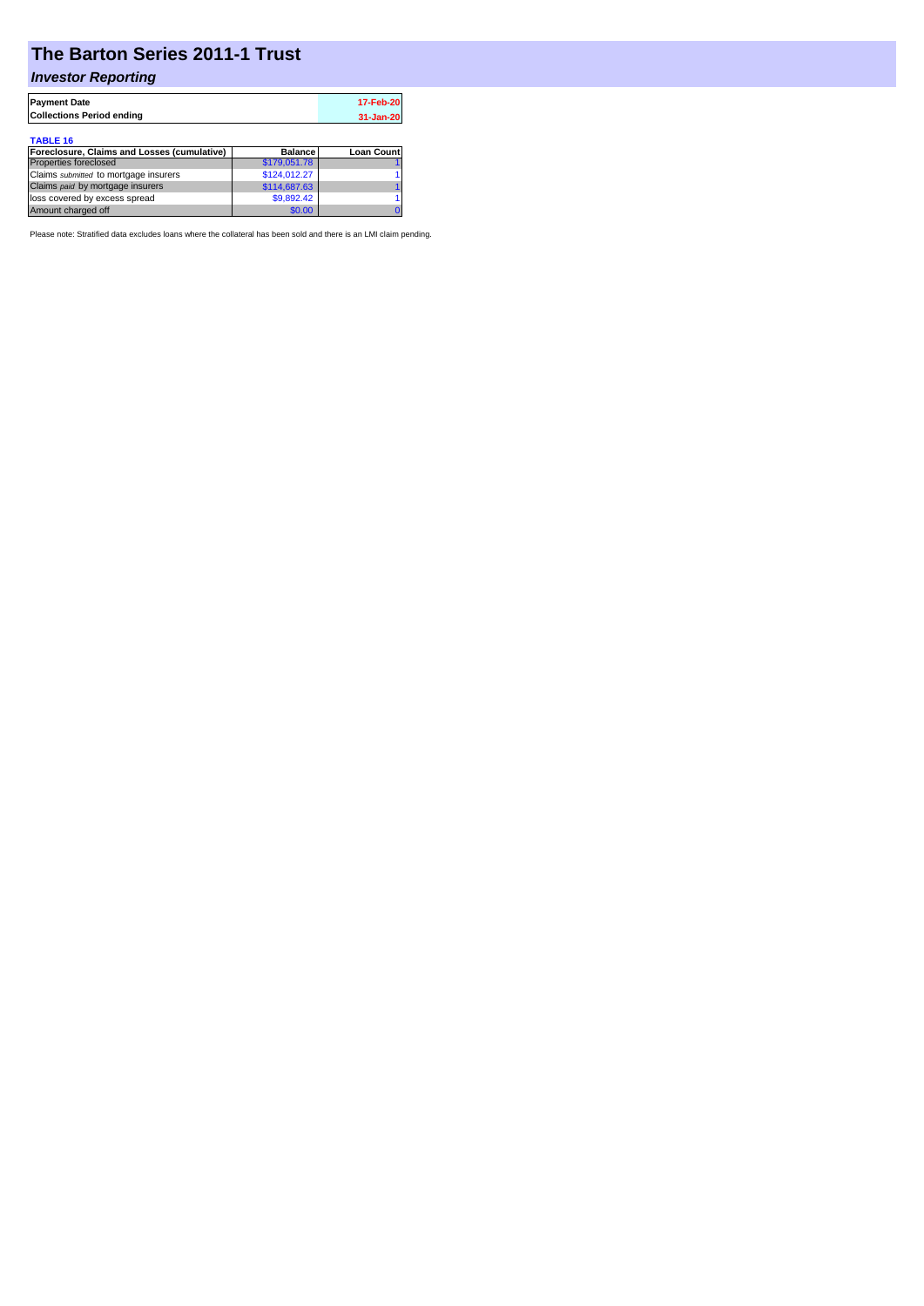# The Barton Series 2011-1 Trust

## *Investor Reporting*

| | |
|---|---|
| **Payment Date** | 17-Feb-20 |
| **Collections Period ending** | 31-Jan-20 |

**TABLE 16**

| Foreclosure, Claims and Losses (cumulative) | Balance | Loan Count |
|---|---|---|
| Properties foreclosed | $179,051.78 | 1 |
| Claims *submitted* to mortgage insurers | $124,012.27 | 1 |
| Claims *paid* by mortgage insurers | $114,687.63 | 1 |
| loss covered by excess spread | $9,892.42 | 1 |
| Amount charged off | $0.00 | 0 |

Please note: Stratified data excludes loans where the collateral has been sold and there is an LMI claim pending.